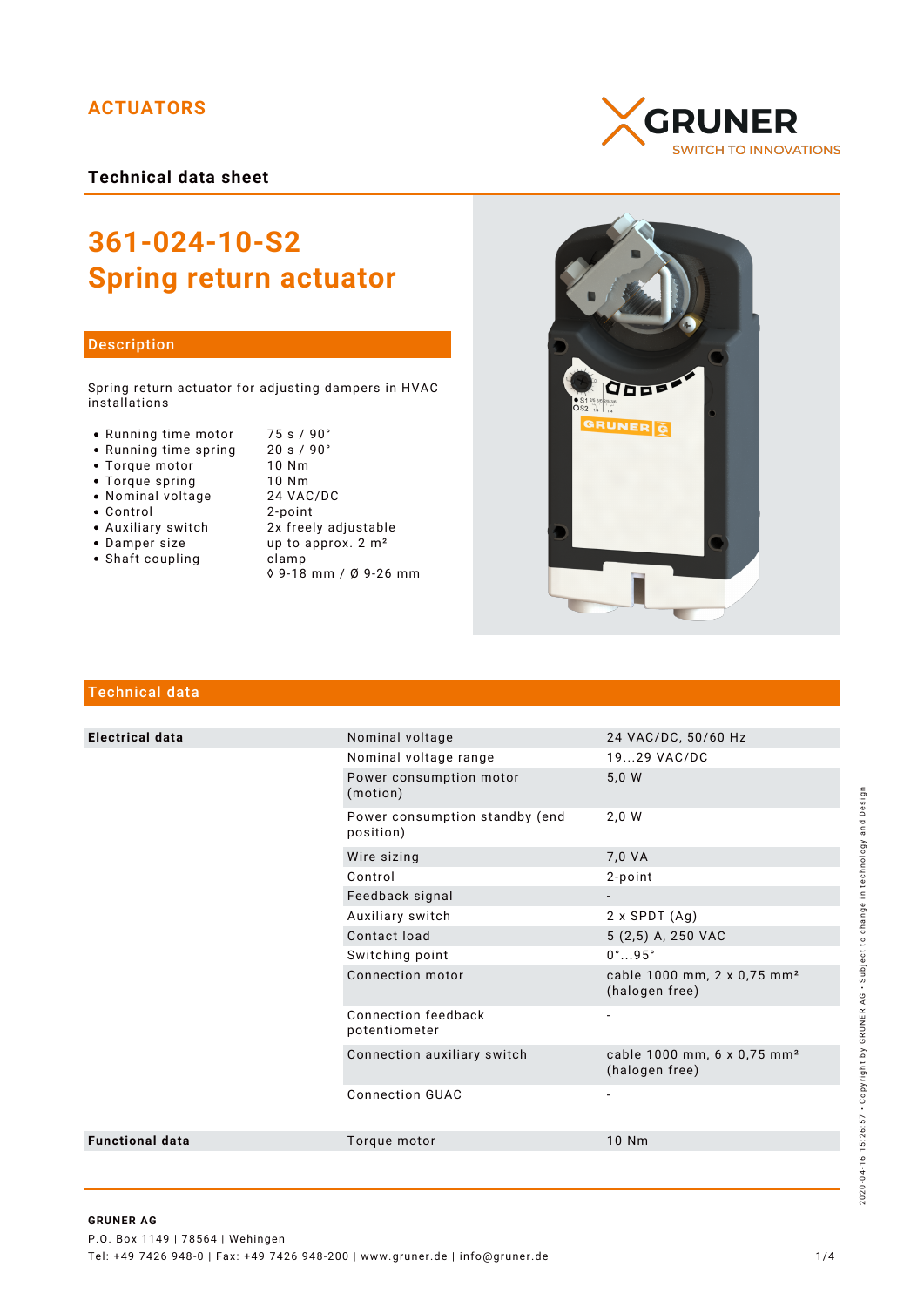ACTUATORS

GRUNER
SWITCH TO INNOVATIONS

## Technical data sheet

# 361-024-10-S2
# Spring return actuator

## Description

Spring return actuator for adjusting dampers in HVAC installations

- Running time motor — 75 s / 90°
- Running time spring — 20 s / 90°
- Torque motor — 10 Nm
- Torque spring — 10 Nm
- Nominal voltage — 24 VAC/DC
- Control — 2-point
- Auxiliary switch — 2x freely adjustable
- Damper size — up to approx. 2 m²
- Shaft coupling — clamp ◊ 9-18 mm / Ø 9-26 mm

## Technical data

| | | |
|---|---|---|
| **Electrical data** | Nominal voltage | 24 VAC/DC, 50/60 Hz |
| | Nominal voltage range | 19...29 VAC/DC |
| | Power consumption motor (motion) | 5,0 W |
| | Power consumption standby (end position) | 2,0 W |
| | Wire sizing | 7,0 VA |
| | Control | 2-point |
| | Feedback signal | - |
| | Auxiliary switch | 2 x SPDT (Ag) |
| | Contact load | 5 (2,5) A, 250 VAC |
| | Switching point | 0°...95° |
| | Connection motor | cable 1000 mm, 2 x 0,75 mm² (halogen free) |
| | Connection feedback potentiometer | - |
| | Connection auxiliary switch | cable 1000 mm, 6 x 0,75 mm² (halogen free) |
| | Connection GUAC | - |
| **Functional data** | Torque motor | 10 Nm |

2020-04-16 15:26:57 · Copyright by GRUNER AG · Subject to change in technology and Design

**GRUNER AG**
P.O. Box 1149 | 78564 | Wehingen
Tel: +49 7426 948-0 | Fax: +49 7426 948-200 | www.gruner.de | info@gruner.de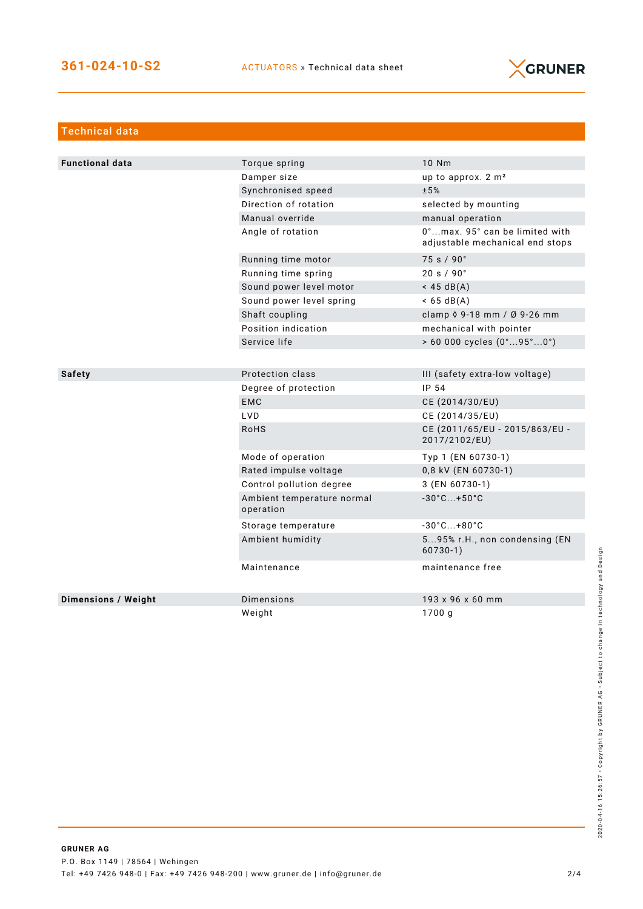## Technical data

| | | |
|---|---|---|
| **Functional data** | Torque spring | 10 Nm |
| | Damper size | up to approx. 2 m² |
| | Synchronised speed | ±5% |
| | Direction of rotation | selected by mounting |
| | Manual override | manual operation |
| | Angle of rotation | 0°...max. 95° can be limited with adjustable mechanical end stops |
| | Running time motor | 75 s / 90° |
| | Running time spring | 20 s / 90° |
| | Sound power level motor | < 45 dB(A) |
| | Sound power level spring | < 65 dB(A) |
| | Shaft coupling | clamp ◊ 9-18 mm / Ø 9-26 mm |
| | Position indication | mechanical with pointer |
| | Service life | > 60 000 cycles (0°...95°...0°) |
| **Safety** | Protection class | III (safety extra-low voltage) |
| | Degree of protection | IP 54 |
| | EMC | CE (2014/30/EU) |
| | LVD | CE (2014/35/EU) |
| | RoHS | CE (2011/65/EU - 2015/863/EU - 2017/2102/EU) |
| | Mode of operation | Typ 1 (EN 60730-1) |
| | Rated impulse voltage | 0,8 kV (EN 60730-1) |
| | Control pollution degree | 3 (EN 60730-1) |
| | Ambient temperature normal operation | -30°C...+50°C |
| | Storage temperature | -30°C...+80°C |
| | Ambient humidity | 5...95% r.H., non condensing (EN 60730-1) |
| | Maintenance | maintenance free |
| **Dimensions / Weight** | Dimensions | 193 x 96 x 60 mm |
| | Weight | 1700 g |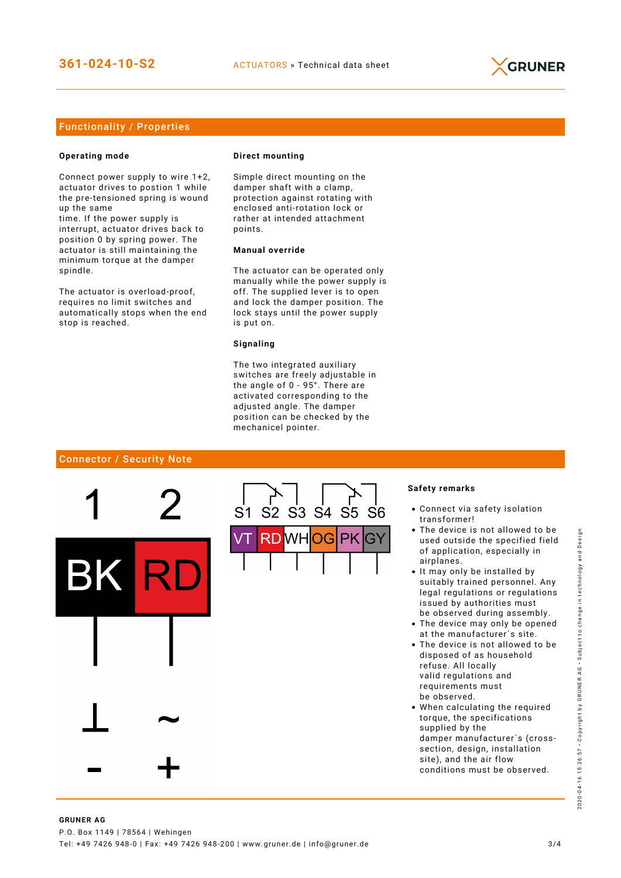## Functionality / Properties

### Operating mode

Connect power supply to wire 1+2, actuator drives to postion 1 while the pre-tensioned spring is wound up the same time. If the power supply is interrupt, actuator drives back to position 0 by spring power. The actuator is still maintaining the minimum torque at the damper spindle.

The actuator is overload-proof, requires no limit switches and automatically stops when the end stop is reached.

### Direct mounting

Simple direct mounting on the damper shaft with a clamp, protection against rotating with enclosed anti-rotation lock or rather at intended attachment points.

### Manual override

The actuator can be operated only manually while the power supply is off. The supplied lever is to open and lock the damper position. The lock stays until the power supply is put on.

### Signaling

The two integrated auxiliary switches are freely adjustable in the angle of 0 - 95°. There are activated corresponding to the adjusted angle. The damper position can be checked by the mechanicel pointer.

## Connector / Security Note

| 1 | 2 |
|---|---|
| BK | RD |
| ⊥ | ~ |
| - | + |

| S1 | S2 | S3 | S4 | S5 | S6 |
|---|---|---|---|---|---|
| VT | RD | WH | OG | PK | GY |

### Safety remarks

- Connect via safety isolation transformer!
- The device is not allowed to be used outside the specified field of application, especially in airplanes.
- It may only be installed by suitably trained personnel. Any legal regulations or regulations issued by authorities must be observed during assembly.
- The device may only be opened at the manufacturer´s site.
- The device is not allowed to be disposed of as household refuse. All locally valid regulations and requirements must be observed.
- When calculating the required torque, the specifications supplied by the damper manufacturer´s (cross-section, design, installation site), and the air flow conditions must be observed.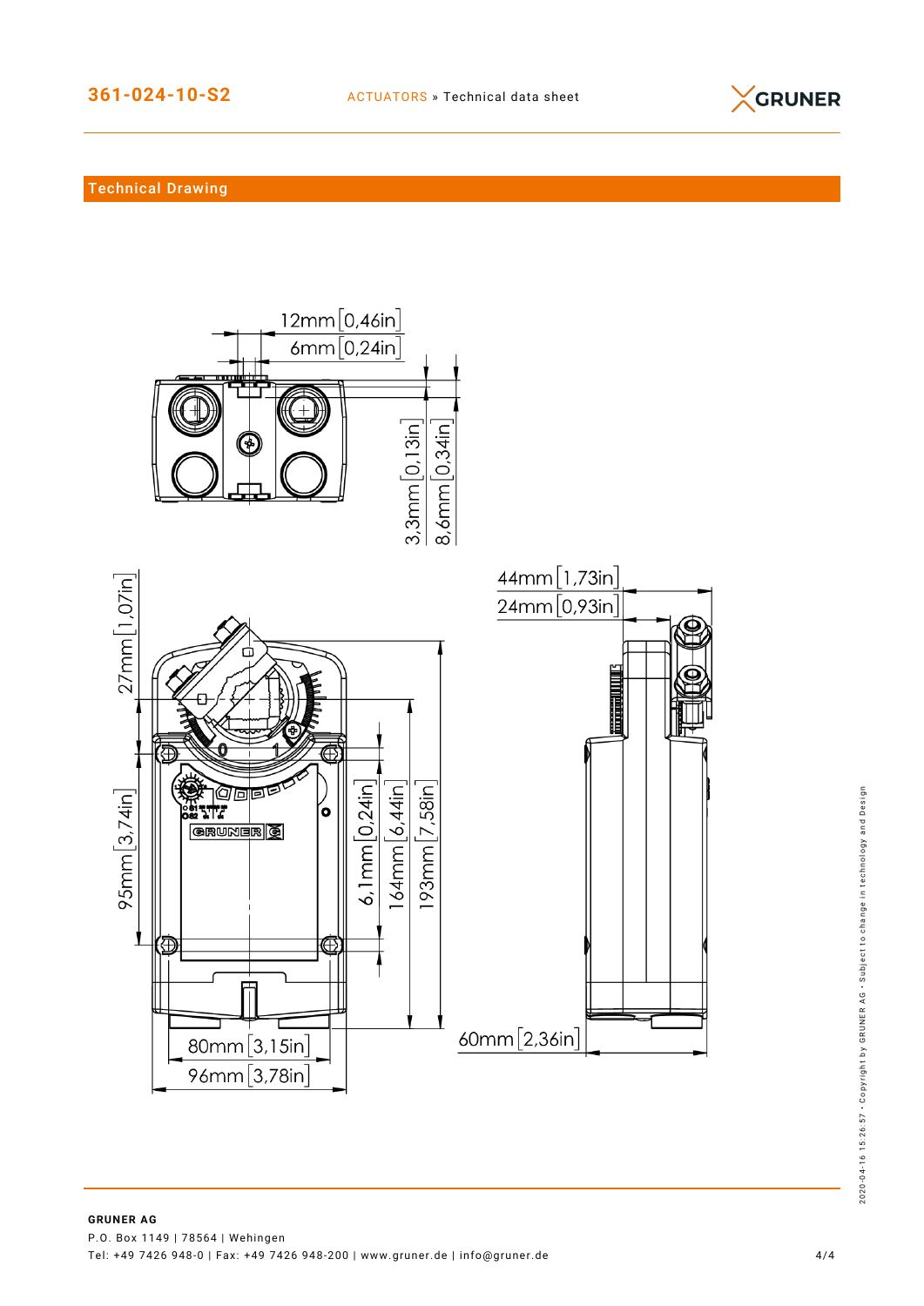## Technical Drawing

12mm [0,46in]

6mm [0,24in]

3,3mm [0,13in]

8,6mm [0,34in]

27mm [1,07in]

95mm [3,74in]

6,1mm [0,24in]

164mm [6,44in]

193mm [7,58in]

80mm [3,15in]

96mm [3,78in]

44mm [1,73in]

24mm [0,93in]

60mm [2,36in]

2020-04-16 15:26:57 · Copyright by GRUNER AG · Subject to change in technology and Design

**GRUNER AG**

P.O. Box 1149 | 78564 | Wehingen

Tel: +49 7426 948-0 | Fax: +49 7426 948-200 | www.gruner.de | info@gruner.de